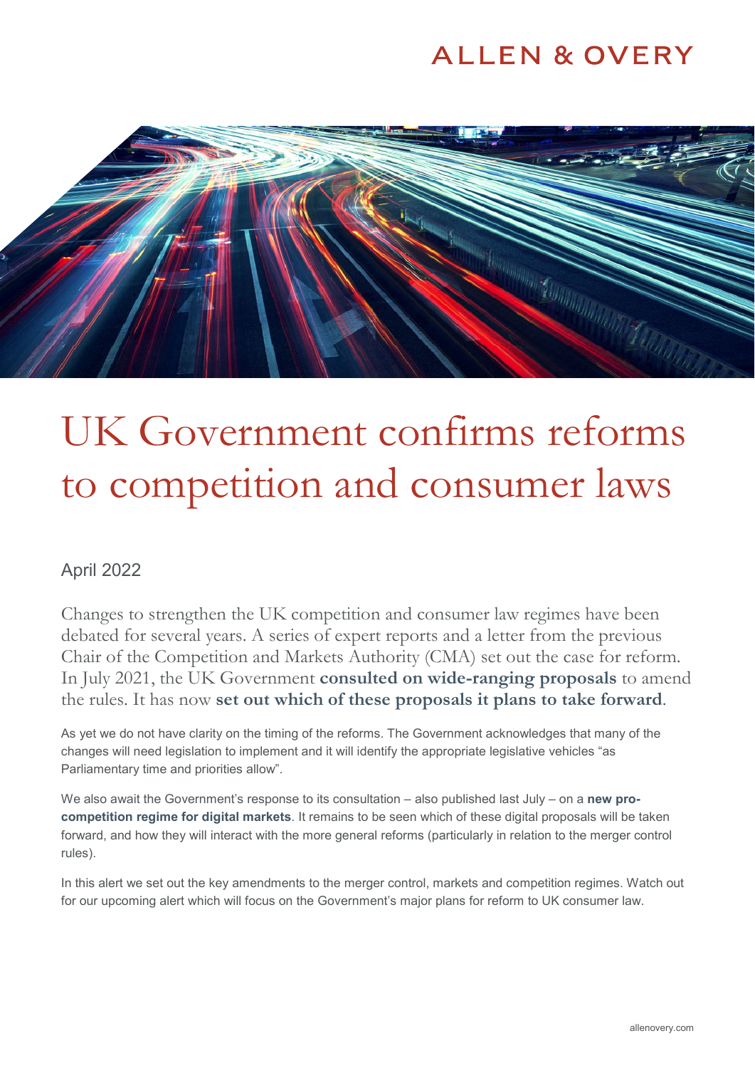ALLEN & OVERY

# UK Government confirms reforms to competition and consumer laws

April 2022

Changes to strengthen the UK competition and consumer law regimes have been debated for several years. A series of expert reports and a letter from the previous Chair of the Competition and Markets Authority (CMA) set out the case for reform. In July 2021, the UK Government **consulted on wide-ranging proposals** to amend the rules. It has now **set out which of these proposals it plans to take forward**.

As yet we do not have clarity on the timing of the reforms. The Government acknowledges that many of the changes will need legislation to implement and it will identify the appropriate legislative vehicles "as Parliamentary time and priorities allow".

We also await the Government's response to its consultation – also published last July – on a **new pro-competition regime for digital markets**. It remains to be seen which of these digital proposals will be taken forward, and how they will interact with the more general reforms (particularly in relation to the merger control rules).

In this alert we set out the key amendments to the merger control, markets and competition regimes. Watch out for our upcoming alert which will focus on the Government's major plans for reform to UK consumer law.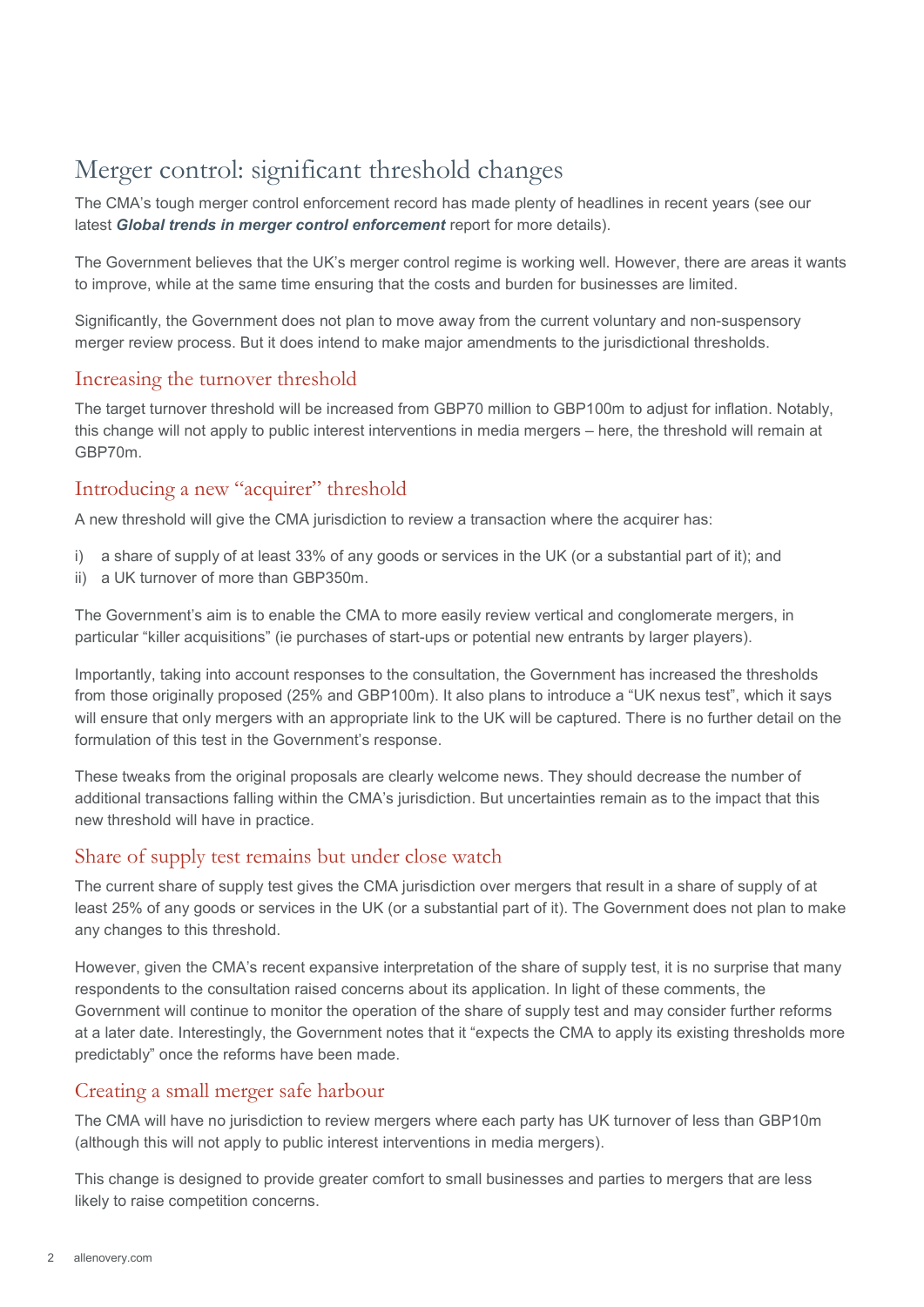# Merger control: significant threshold changes

The CMA's tough merger control enforcement record has made plenty of headlines in recent years (see our latest ***Global trends in merger control enforcement*** report for more details).

The Government believes that the UK's merger control regime is working well. However, there are areas it wants to improve, while at the same time ensuring that the costs and burden for businesses are limited.

Significantly, the Government does not plan to move away from the current voluntary and non-suspensory merger review process. But it does intend to make major amendments to the jurisdictional thresholds.

## Increasing the turnover threshold

The target turnover threshold will be increased from GBP70 million to GBP100m to adjust for inflation. Notably, this change will not apply to public interest interventions in media mergers – here, the threshold will remain at GBP70m.

## Introducing a new "acquirer" threshold

A new threshold will give the CMA jurisdiction to review a transaction where the acquirer has:

i) a share of supply of at least 33% of any goods or services in the UK (or a substantial part of it); and
ii) a UK turnover of more than GBP350m.

The Government's aim is to enable the CMA to more easily review vertical and conglomerate mergers, in particular "killer acquisitions" (ie purchases of start-ups or potential new entrants by larger players).

Importantly, taking into account responses to the consultation, the Government has increased the thresholds from those originally proposed (25% and GBP100m). It also plans to introduce a "UK nexus test", which it says will ensure that only mergers with an appropriate link to the UK will be captured. There is no further detail on the formulation of this test in the Government's response.

These tweaks from the original proposals are clearly welcome news. They should decrease the number of additional transactions falling within the CMA's jurisdiction. But uncertainties remain as to the impact that this new threshold will have in practice.

## Share of supply test remains but under close watch

The current share of supply test gives the CMA jurisdiction over mergers that result in a share of supply of at least 25% of any goods or services in the UK (or a substantial part of it). The Government does not plan to make any changes to this threshold.

However, given the CMA's recent expansive interpretation of the share of supply test, it is no surprise that many respondents to the consultation raised concerns about its application. In light of these comments, the Government will continue to monitor the operation of the share of supply test and may consider further reforms at a later date. Interestingly, the Government notes that it "expects the CMA to apply its existing thresholds more predictably" once the reforms have been made.

## Creating a small merger safe harbour

The CMA will have no jurisdiction to review mergers where each party has UK turnover of less than GBP10m (although this will not apply to public interest interventions in media mergers).

This change is designed to provide greater comfort to small businesses and parties to mergers that are less likely to raise competition concerns.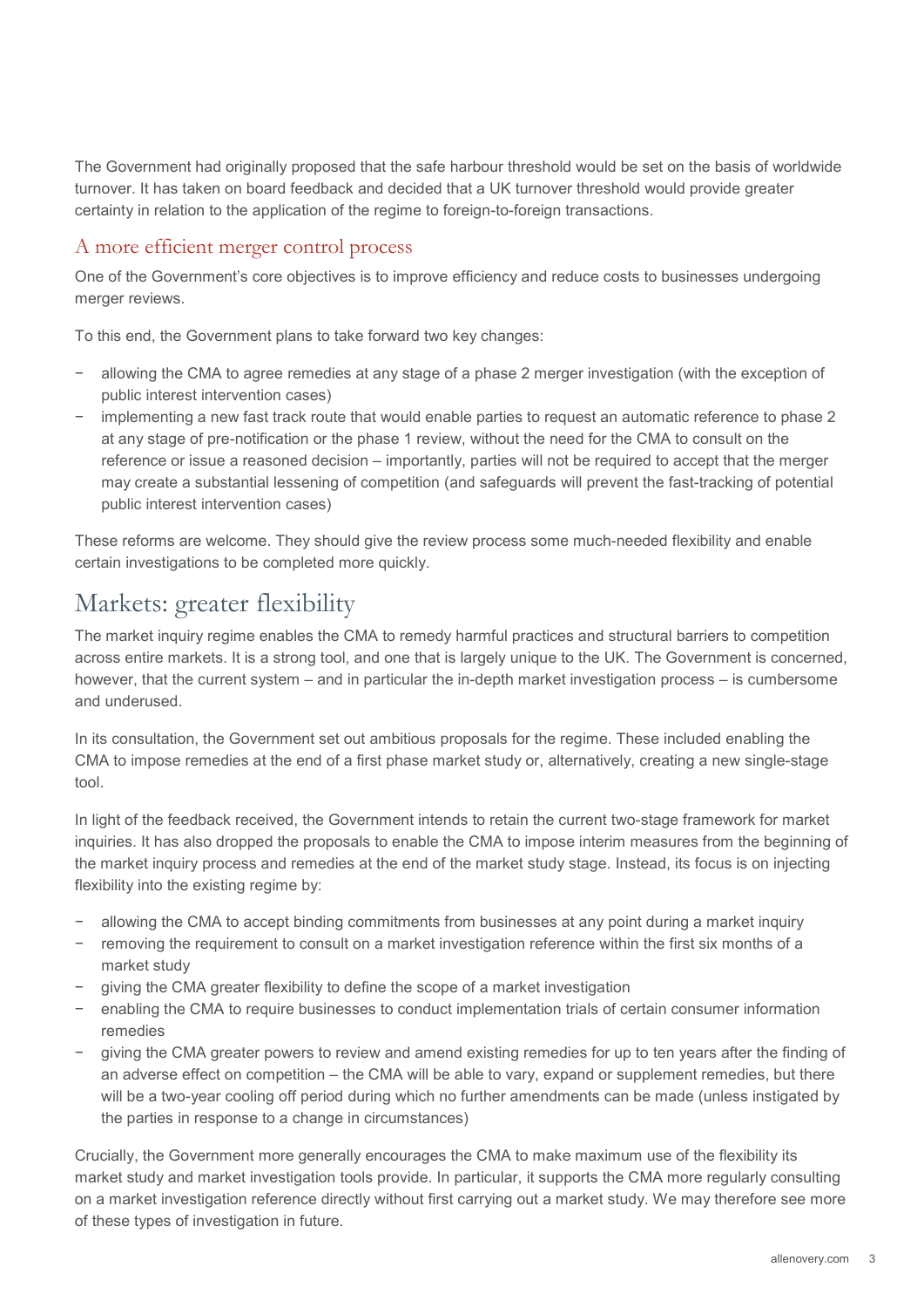The Government had originally proposed that the safe harbour threshold would be set on the basis of worldwide turnover. It has taken on board feedback and decided that a UK turnover threshold would provide greater certainty in relation to the application of the regime to foreign-to-foreign transactions.

### A more efficient merger control process

One of the Government's core objectives is to improve efficiency and reduce costs to businesses undergoing merger reviews.

To this end, the Government plans to take forward two key changes:

- allowing the CMA to agree remedies at any stage of a phase 2 merger investigation (with the exception of public interest intervention cases)
- implementing a new fast track route that would enable parties to request an automatic reference to phase 2 at any stage of pre-notification or the phase 1 review, without the need for the CMA to consult on the reference or issue a reasoned decision – importantly, parties will not be required to accept that the merger may create a substantial lessening of competition (and safeguards will prevent the fast-tracking of potential public interest intervention cases)

These reforms are welcome. They should give the review process some much-needed flexibility and enable certain investigations to be completed more quickly.

## Markets: greater flexibility

The market inquiry regime enables the CMA to remedy harmful practices and structural barriers to competition across entire markets. It is a strong tool, and one that is largely unique to the UK. The Government is concerned, however, that the current system – and in particular the in-depth market investigation process – is cumbersome and underused.

In its consultation, the Government set out ambitious proposals for the regime. These included enabling the CMA to impose remedies at the end of a first phase market study or, alternatively, creating a new single-stage tool.

In light of the feedback received, the Government intends to retain the current two-stage framework for market inquiries. It has also dropped the proposals to enable the CMA to impose interim measures from the beginning of the market inquiry process and remedies at the end of the market study stage. Instead, its focus is on injecting flexibility into the existing regime by:

- allowing the CMA to accept binding commitments from businesses at any point during a market inquiry
- removing the requirement to consult on a market investigation reference within the first six months of a market study
- giving the CMA greater flexibility to define the scope of a market investigation
- enabling the CMA to require businesses to conduct implementation trials of certain consumer information remedies
- giving the CMA greater powers to review and amend existing remedies for up to ten years after the finding of an adverse effect on competition – the CMA will be able to vary, expand or supplement remedies, but there will be a two-year cooling off period during which no further amendments can be made (unless instigated by the parties in response to a change in circumstances)

Crucially, the Government more generally encourages the CMA to make maximum use of the flexibility its market study and market investigation tools provide. In particular, it supports the CMA more regularly consulting on a market investigation reference directly without first carrying out a market study. We may therefore see more of these types of investigation in future.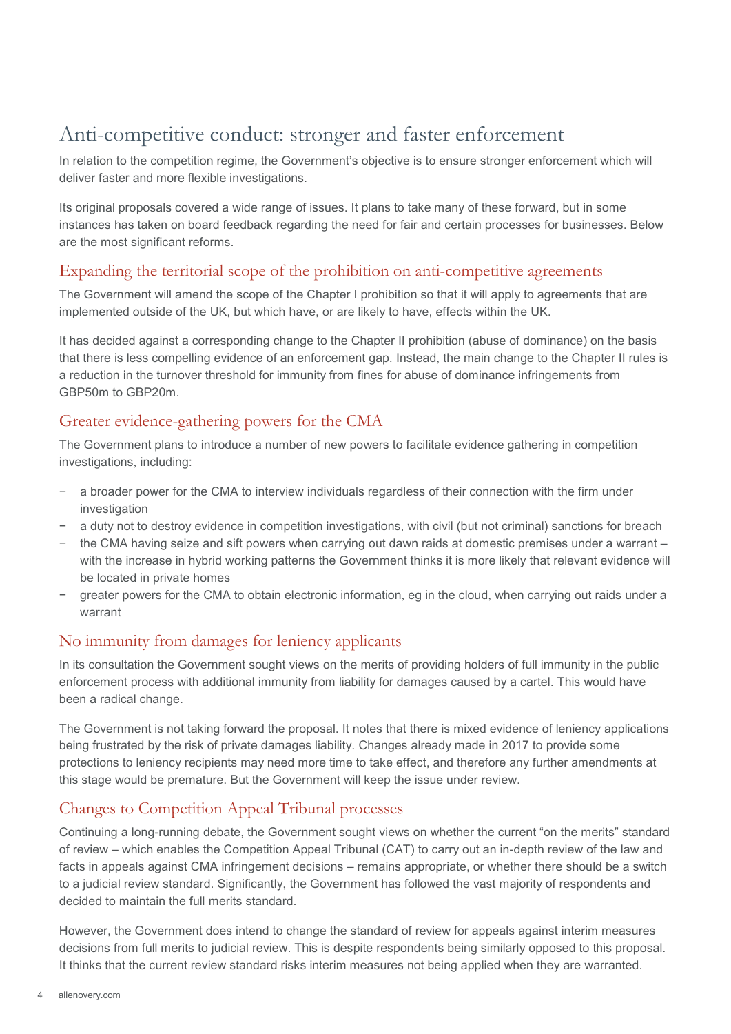# Anti-competitive conduct: stronger and faster enforcement

In relation to the competition regime, the Government's objective is to ensure stronger enforcement which will deliver faster and more flexible investigations.

Its original proposals covered a wide range of issues. It plans to take many of these forward, but in some instances has taken on board feedback regarding the need for fair and certain processes for businesses. Below are the most significant reforms.

## Expanding the territorial scope of the prohibition on anti-competitive agreements

The Government will amend the scope of the Chapter I prohibition so that it will apply to agreements that are implemented outside of the UK, but which have, or are likely to have, effects within the UK.

It has decided against a corresponding change to the Chapter II prohibition (abuse of dominance) on the basis that there is less compelling evidence of an enforcement gap. Instead, the main change to the Chapter II rules is a reduction in the turnover threshold for immunity from fines for abuse of dominance infringements from GBP50m to GBP20m.

## Greater evidence-gathering powers for the CMA

The Government plans to introduce a number of new powers to facilitate evidence gathering in competition investigations, including:

- a broader power for the CMA to interview individuals regardless of their connection with the firm under investigation
- a duty not to destroy evidence in competition investigations, with civil (but not criminal) sanctions for breach
- the CMA having seize and sift powers when carrying out dawn raids at domestic premises under a warrant – with the increase in hybrid working patterns the Government thinks it is more likely that relevant evidence will be located in private homes
- greater powers for the CMA to obtain electronic information, eg in the cloud, when carrying out raids under a warrant

## No immunity from damages for leniency applicants

In its consultation the Government sought views on the merits of providing holders of full immunity in the public enforcement process with additional immunity from liability for damages caused by a cartel. This would have been a radical change.

The Government is not taking forward the proposal. It notes that there is mixed evidence of leniency applications being frustrated by the risk of private damages liability. Changes already made in 2017 to provide some protections to leniency recipients may need more time to take effect, and therefore any further amendments at this stage would be premature. But the Government will keep the issue under review.

## Changes to Competition Appeal Tribunal processes

Continuing a long-running debate, the Government sought views on whether the current "on the merits" standard of review – which enables the Competition Appeal Tribunal (CAT) to carry out an in-depth review of the law and facts in appeals against CMA infringement decisions – remains appropriate, or whether there should be a switch to a judicial review standard. Significantly, the Government has followed the vast majority of respondents and decided to maintain the full merits standard.

However, the Government does intend to change the standard of review for appeals against interim measures decisions from full merits to judicial review. This is despite respondents being similarly opposed to this proposal. It thinks that the current review standard risks interim measures not being applied when they are warranted.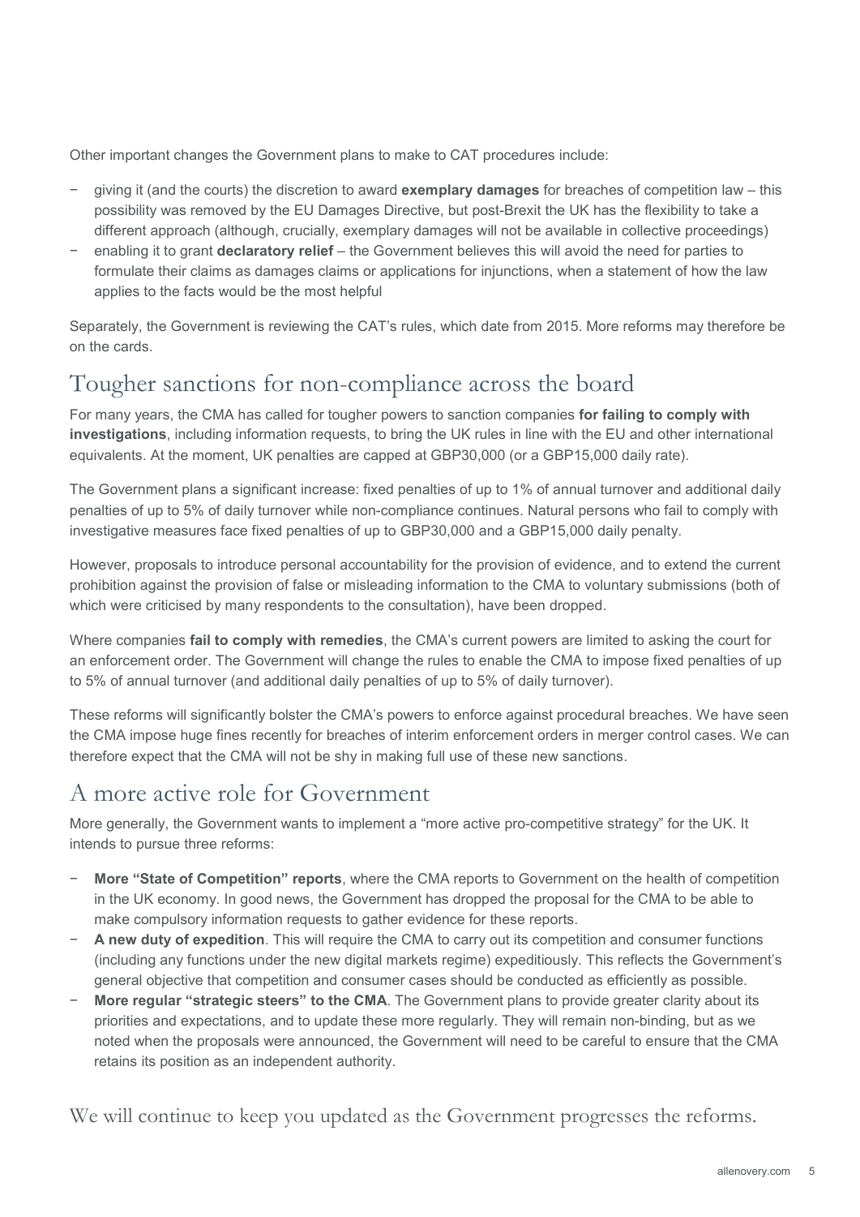Other important changes the Government plans to make to CAT procedures include:

- giving it (and the courts) the discretion to award **exemplary damages** for breaches of competition law – this possibility was removed by the EU Damages Directive, but post-Brexit the UK has the flexibility to take a different approach (although, crucially, exemplary damages will not be available in collective proceedings)
- enabling it to grant **declaratory relief** – the Government believes this will avoid the need for parties to formulate their claims as damages claims or applications for injunctions, when a statement of how the law applies to the facts would be the most helpful

Separately, the Government is reviewing the CAT's rules, which date from 2015. More reforms may therefore be on the cards.

## Tougher sanctions for non-compliance across the board

For many years, the CMA has called for tougher powers to sanction companies **for failing to comply with investigations**, including information requests, to bring the UK rules in line with the EU and other international equivalents. At the moment, UK penalties are capped at GBP30,000 (or a GBP15,000 daily rate).

The Government plans a significant increase: fixed penalties of up to 1% of annual turnover and additional daily penalties of up to 5% of daily turnover while non-compliance continues. Natural persons who fail to comply with investigative measures face fixed penalties of up to GBP30,000 and a GBP15,000 daily penalty.

However, proposals to introduce personal accountability for the provision of evidence, and to extend the current prohibition against the provision of false or misleading information to the CMA to voluntary submissions (both of which were criticised by many respondents to the consultation), have been dropped.

Where companies **fail to comply with remedies**, the CMA's current powers are limited to asking the court for an enforcement order. The Government will change the rules to enable the CMA to impose fixed penalties of up to 5% of annual turnover (and additional daily penalties of up to 5% of daily turnover).

These reforms will significantly bolster the CMA's powers to enforce against procedural breaches. We have seen the CMA impose huge fines recently for breaches of interim enforcement orders in merger control cases. We can therefore expect that the CMA will not be shy in making full use of these new sanctions.

## A more active role for Government

More generally, the Government wants to implement a "more active pro-competitive strategy" for the UK. It intends to pursue three reforms:

- **More "State of Competition" reports**, where the CMA reports to Government on the health of competition in the UK economy. In good news, the Government has dropped the proposal for the CMA to be able to make compulsory information requests to gather evidence for these reports.
- **A new duty of expedition**. This will require the CMA to carry out its competition and consumer functions (including any functions under the new digital markets regime) expeditiously. This reflects the Government's general objective that competition and consumer cases should be conducted as efficiently as possible.
- **More regular "strategic steers" to the CMA**. The Government plans to provide greater clarity about its priorities and expectations, and to update these more regularly. They will remain non-binding, but as we noted when the proposals were announced, the Government will need to be careful to ensure that the CMA retains its position as an independent authority.

We will continue to keep you updated as the Government progresses the reforms.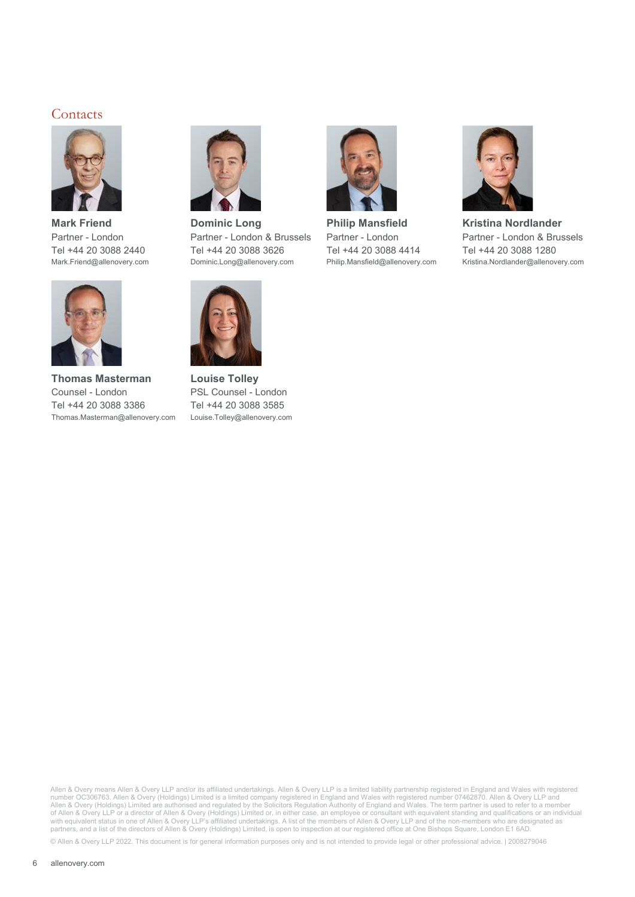## Contacts

**Mark Friend**
Partner - London
Tel +44 20 3088 2440
Mark.Friend@allenovery.com

**Dominic Long**
Partner - London & Brussels
Tel +44 20 3088 3626
Dominic.Long@allenovery.com

**Philip Mansfield**
Partner - London
Tel +44 20 3088 4414
Philip.Mansfield@allenovery.com

**Kristina Nordlander**
Partner - London & Brussels
Tel +44 20 3088 1280
Kristina.Nordlander@allenovery.com

**Thomas Masterman**
Counsel - London
Tel +44 20 3088 3386
Thomas.Masterman@allenovery.com

**Louise Tolley**
PSL Counsel - London
Tel +44 20 3088 3585
Louise.Tolley@allenovery.com

Allen & Overy means Allen & Overy LLP and/or its affiliated undertakings. Allen & Overy LLP is a limited liability partnership registered in England and Wales with registered number OC306763. Allen & Overy (Holdings) Limited is a limited company registered in England and Wales with registered number 07462870. Allen & Overy LLP and Allen & Overy (Holdings) Limited are authorised and regulated by the Solicitors Regulation Authority of England and Wales. The term partner is used to refer to a member of Allen & Overy LLP or a director of Allen & Overy (Holdings) Limited or, in either case, an employee or consultant with equivalent standing and qualifications or an individual with equivalent status in one of Allen & Overy LLP's affiliated undertakings. A list of the members of Allen & Overy LLP and of the non-members who are designated as partners, and a list of the directors of Allen & Overy (Holdings) Limited, is open to inspection at our registered office at One Bishops Square, London E1 6AD.

© Allen & Overy LLP 2022. This document is for general information purposes only and is not intended to provide legal or other professional advice. | 2008279046